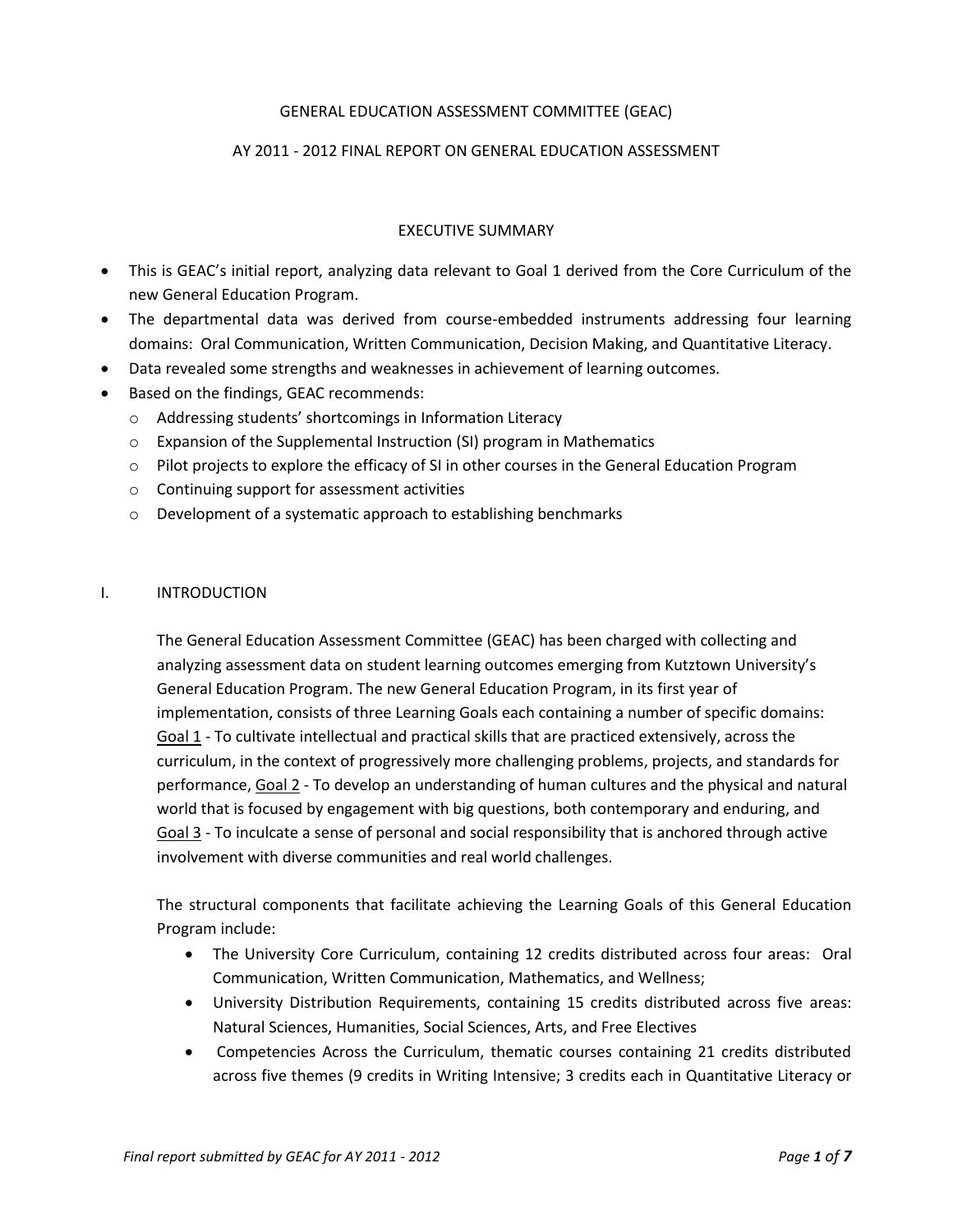# GENERAL EDUCATION ASSESSMENT COMMITTEE (GEAC)

## AY 2011 - 2012 FINAL REPORT ON GENERAL EDUCATION ASSESSMENT

### EXECUTIVE SUMMARY

- This is GEAC's initial report, analyzing data relevant to Goal 1 derived from the Core Curriculum of the new General Education Program.
- The departmental data was derived from course-embedded instruments addressing four learning domains: Oral Communication, Written Communication, Decision Making, and Quantitative Literacy.
- Data revealed some strengths and weaknesses in achievement of learning outcomes.
- Based on the findings, GEAC recommends:
  - Addressing students' shortcomings in Information Literacy
  - Expansion of the Supplemental Instruction (SI) program in Mathematics
  - Pilot projects to explore the efficacy of SI in other courses in the General Education Program
  - Continuing support for assessment activities
  - Development of a systematic approach to establishing benchmarks

## I. INTRODUCTION

The General Education Assessment Committee (GEAC) has been charged with collecting and analyzing assessment data on student learning outcomes emerging from Kutztown University's General Education Program. The new General Education Program, in its first year of implementation, consists of three Learning Goals each containing a number of specific domains: Goal 1 - To cultivate intellectual and practical skills that are practiced extensively, across the curriculum, in the context of progressively more challenging problems, projects, and standards for performance, Goal 2 - To develop an understanding of human cultures and the physical and natural world that is focused by engagement with big questions, both contemporary and enduring, and Goal 3 - To inculcate a sense of personal and social responsibility that is anchored through active involvement with diverse communities and real world challenges.

The structural components that facilitate achieving the Learning Goals of this General Education Program include:

- The University Core Curriculum, containing 12 credits distributed across four areas: Oral Communication, Written Communication, Mathematics, and Wellness;
- University Distribution Requirements, containing 15 credits distributed across five areas: Natural Sciences, Humanities, Social Sciences, Arts, and Free Electives
- Competencies Across the Curriculum, thematic courses containing 21 credits distributed across five themes (9 credits in Writing Intensive; 3 credits each in Quantitative Literacy or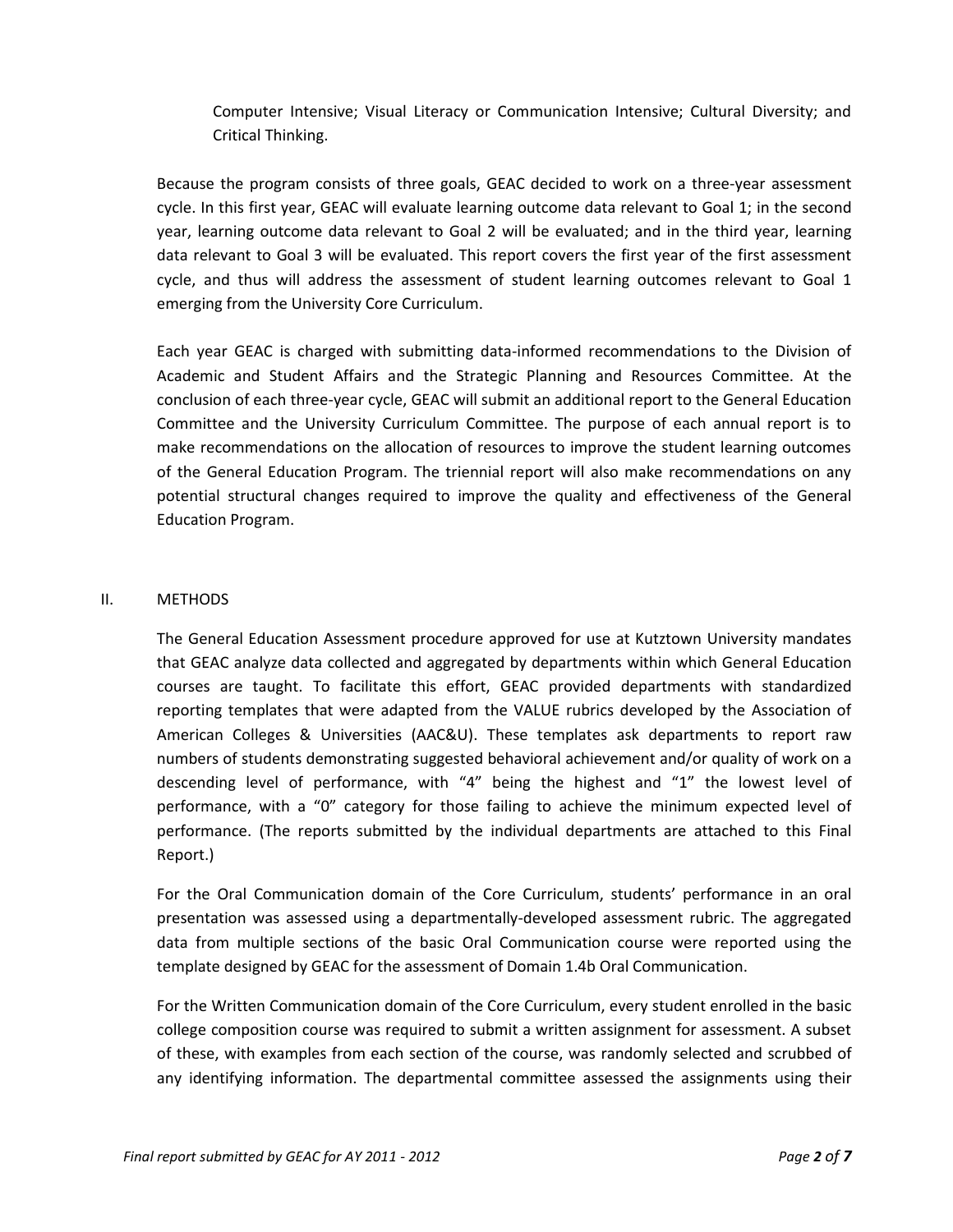Computer Intensive; Visual Literacy or Communication Intensive; Cultural Diversity; and Critical Thinking.

Because the program consists of three goals, GEAC decided to work on a three-year assessment cycle. In this first year, GEAC will evaluate learning outcome data relevant to Goal 1; in the second year, learning outcome data relevant to Goal 2 will be evaluated; and in the third year, learning data relevant to Goal 3 will be evaluated. This report covers the first year of the first assessment cycle, and thus will address the assessment of student learning outcomes relevant to Goal 1 emerging from the University Core Curriculum.

Each year GEAC is charged with submitting data-informed recommendations to the Division of Academic and Student Affairs and the Strategic Planning and Resources Committee. At the conclusion of each three-year cycle, GEAC will submit an additional report to the General Education Committee and the University Curriculum Committee. The purpose of each annual report is to make recommendations on the allocation of resources to improve the student learning outcomes of the General Education Program. The triennial report will also make recommendations on any potential structural changes required to improve the quality and effectiveness of the General Education Program.

## II. METHODS

The General Education Assessment procedure approved for use at Kutztown University mandates that GEAC analyze data collected and aggregated by departments within which General Education courses are taught. To facilitate this effort, GEAC provided departments with standardized reporting templates that were adapted from the VALUE rubrics developed by the Association of American Colleges & Universities (AAC&U). These templates ask departments to report raw numbers of students demonstrating suggested behavioral achievement and/or quality of work on a descending level of performance, with "4" being the highest and "1" the lowest level of performance, with a "0" category for those failing to achieve the minimum expected level of performance. (The reports submitted by the individual departments are attached to this Final Report.)

For the Oral Communication domain of the Core Curriculum, students' performance in an oral presentation was assessed using a departmentally-developed assessment rubric. The aggregated data from multiple sections of the basic Oral Communication course were reported using the template designed by GEAC for the assessment of Domain 1.4b Oral Communication.

For the Written Communication domain of the Core Curriculum, every student enrolled in the basic college composition course was required to submit a written assignment for assessment. A subset of these, with examples from each section of the course, was randomly selected and scrubbed of any identifying information. The departmental committee assessed the assignments using their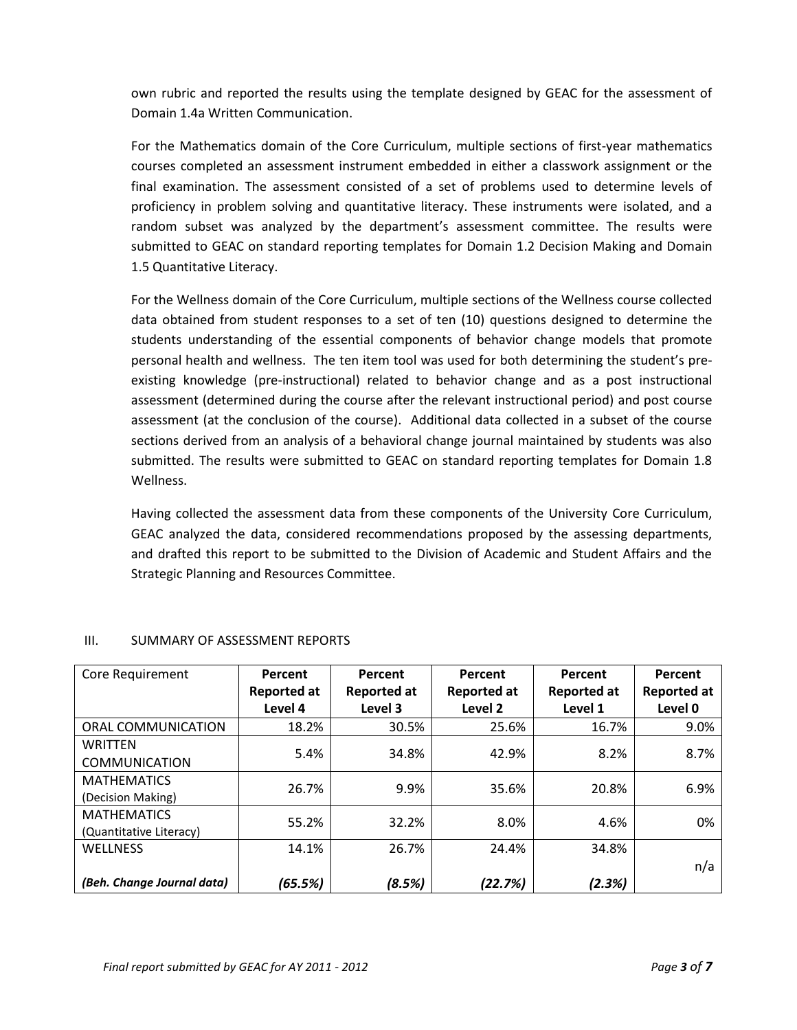own rubric and reported the results using the template designed by GEAC for the assessment of Domain 1.4a Written Communication.

For the Mathematics domain of the Core Curriculum, multiple sections of first-year mathematics courses completed an assessment instrument embedded in either a classwork assignment or the final examination. The assessment consisted of a set of problems used to determine levels of proficiency in problem solving and quantitative literacy. These instruments were isolated, and a random subset was analyzed by the department's assessment committee. The results were submitted to GEAC on standard reporting templates for Domain 1.2 Decision Making and Domain 1.5 Quantitative Literacy.

For the Wellness domain of the Core Curriculum, multiple sections of the Wellness course collected data obtained from student responses to a set of ten (10) questions designed to determine the students understanding of the essential components of behavior change models that promote personal health and wellness. The ten item tool was used for both determining the student's pre-existing knowledge (pre-instructional) related to behavior change and as a post instructional assessment (determined during the course after the relevant instructional period) and post course assessment (at the conclusion of the course). Additional data collected in a subset of the course sections derived from an analysis of a behavioral change journal maintained by students was also submitted. The results were submitted to GEAC on standard reporting templates for Domain 1.8 Wellness.

Having collected the assessment data from these components of the University Core Curriculum, GEAC analyzed the data, considered recommendations proposed by the assessing departments, and drafted this report to be submitted to the Division of Academic and Student Affairs and the Strategic Planning and Resources Committee.

## III. SUMMARY OF ASSESSMENT REPORTS

| Core Requirement | **Percent Reported at Level 4** | **Percent Reported at Level 3** | **Percent Reported at Level 2** | **Percent Reported at Level 1** | **Percent Reported at Level 0** |
|---|---|---|---|---|---|
| ORAL COMMUNICATION | 18.2% | 30.5% | 25.6% | 16.7% | 9.0% |
| WRITTEN COMMUNICATION | 5.4% | 34.8% | 42.9% | 8.2% | 8.7% |
| MATHEMATICS (Decision Making) | 26.7% | 9.9% | 35.6% | 20.8% | 6.9% |
| MATHEMATICS (Quantitative Literacy) | 55.2% | 32.2% | 8.0% | 4.6% | 0% |
| WELLNESS | 14.1% | 26.7% | 24.4% | 34.8% | n/a |
| ***(Beh. Change Journal data)*** | ***(65.5%)*** | ***(8.5%)*** | ***(22.7%)*** | ***(2.3%)*** | |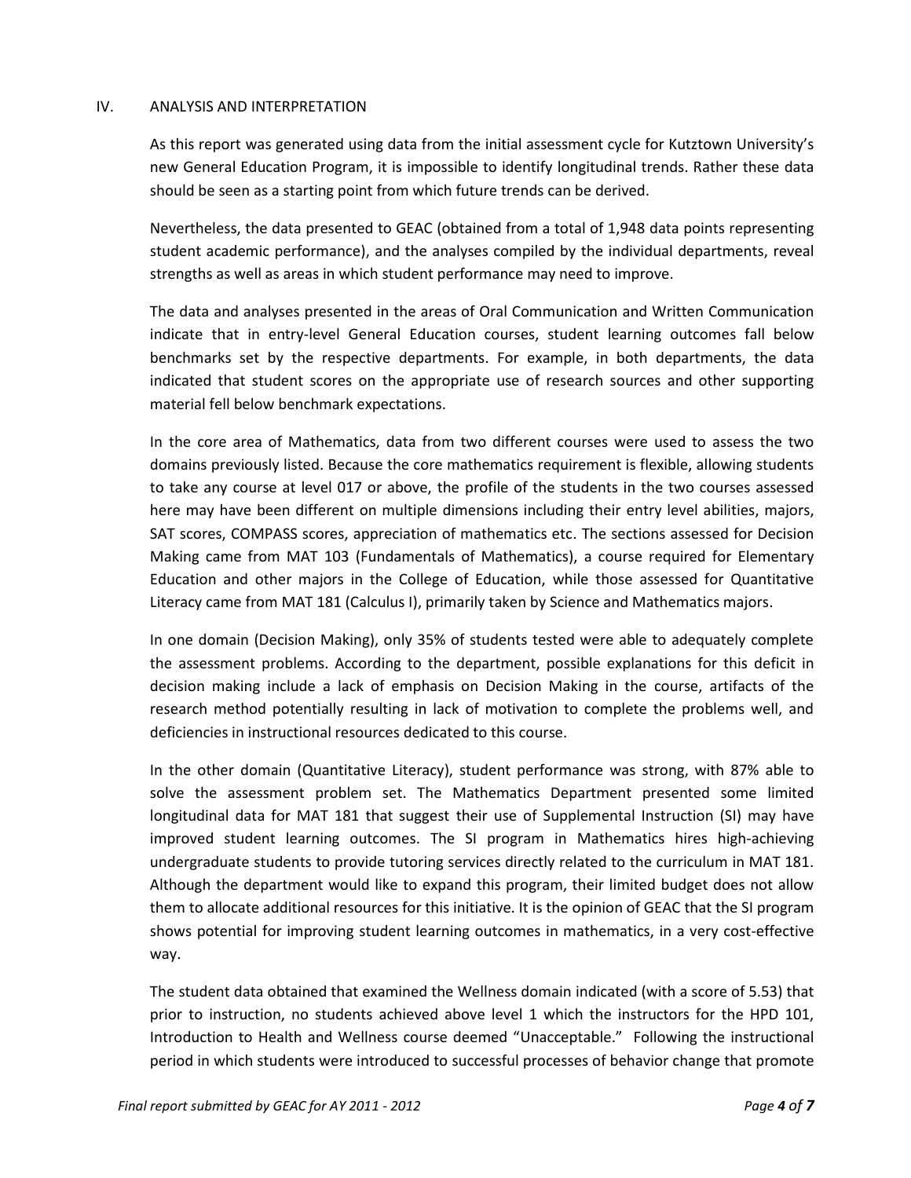## IV. ANALYSIS AND INTERPRETATION

As this report was generated using data from the initial assessment cycle for Kutztown University's new General Education Program, it is impossible to identify longitudinal trends. Rather these data should be seen as a starting point from which future trends can be derived.

Nevertheless, the data presented to GEAC (obtained from a total of 1,948 data points representing student academic performance), and the analyses compiled by the individual departments, reveal strengths as well as areas in which student performance may need to improve.

The data and analyses presented in the areas of Oral Communication and Written Communication indicate that in entry-level General Education courses, student learning outcomes fall below benchmarks set by the respective departments. For example, in both departments, the data indicated that student scores on the appropriate use of research sources and other supporting material fell below benchmark expectations.

In the core area of Mathematics, data from two different courses were used to assess the two domains previously listed. Because the core mathematics requirement is flexible, allowing students to take any course at level 017 or above, the profile of the students in the two courses assessed here may have been different on multiple dimensions including their entry level abilities, majors, SAT scores, COMPASS scores, appreciation of mathematics etc. The sections assessed for Decision Making came from MAT 103 (Fundamentals of Mathematics), a course required for Elementary Education and other majors in the College of Education, while those assessed for Quantitative Literacy came from MAT 181 (Calculus I), primarily taken by Science and Mathematics majors.

In one domain (Decision Making), only 35% of students tested were able to adequately complete the assessment problems. According to the department, possible explanations for this deficit in decision making include a lack of emphasis on Decision Making in the course, artifacts of the research method potentially resulting in lack of motivation to complete the problems well, and deficiencies in instructional resources dedicated to this course.

In the other domain (Quantitative Literacy), student performance was strong, with 87% able to solve the assessment problem set. The Mathematics Department presented some limited longitudinal data for MAT 181 that suggest their use of Supplemental Instruction (SI) may have improved student learning outcomes. The SI program in Mathematics hires high-achieving undergraduate students to provide tutoring services directly related to the curriculum in MAT 181. Although the department would like to expand this program, their limited budget does not allow them to allocate additional resources for this initiative. It is the opinion of GEAC that the SI program shows potential for improving student learning outcomes in mathematics, in a very cost-effective way.

The student data obtained that examined the Wellness domain indicated (with a score of 5.53) that prior to instruction, no students achieved above level 1 which the instructors for the HPD 101, Introduction to Health and Wellness course deemed "Unacceptable." Following the instructional period in which students were introduced to successful processes of behavior change that promote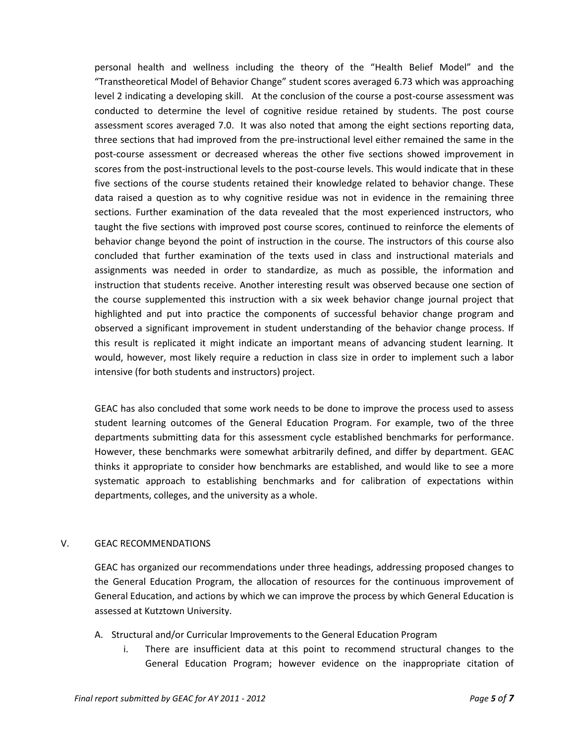personal health and wellness including the theory of the "Health Belief Model" and the "Transtheoretical Model of Behavior Change" student scores averaged 6.73 which was approaching level 2 indicating a developing skill. At the conclusion of the course a post-course assessment was conducted to determine the level of cognitive residue retained by students. The post course assessment scores averaged 7.0. It was also noted that among the eight sections reporting data, three sections that had improved from the pre-instructional level either remained the same in the post-course assessment or decreased whereas the other five sections showed improvement in scores from the post-instructional levels to the post-course levels. This would indicate that in these five sections of the course students retained their knowledge related to behavior change. These data raised a question as to why cognitive residue was not in evidence in the remaining three sections. Further examination of the data revealed that the most experienced instructors, who taught the five sections with improved post course scores, continued to reinforce the elements of behavior change beyond the point of instruction in the course. The instructors of this course also concluded that further examination of the texts used in class and instructional materials and assignments was needed in order to standardize, as much as possible, the information and instruction that students receive. Another interesting result was observed because one section of the course supplemented this instruction with a six week behavior change journal project that highlighted and put into practice the components of successful behavior change program and observed a significant improvement in student understanding of the behavior change process. If this result is replicated it might indicate an important means of advancing student learning. It would, however, most likely require a reduction in class size in order to implement such a labor intensive (for both students and instructors) project.

GEAC has also concluded that some work needs to be done to improve the process used to assess student learning outcomes of the General Education Program. For example, two of the three departments submitting data for this assessment cycle established benchmarks for performance. However, these benchmarks were somewhat arbitrarily defined, and differ by department. GEAC thinks it appropriate to consider how benchmarks are established, and would like to see a more systematic approach to establishing benchmarks and for calibration of expectations within departments, colleges, and the university as a whole.

## V. GEAC RECOMMENDATIONS

GEAC has organized our recommendations under three headings, addressing proposed changes to the General Education Program, the allocation of resources for the continuous improvement of General Education, and actions by which we can improve the process by which General Education is assessed at Kutztown University.

A. Structural and/or Curricular Improvements to the General Education Program

   i. There are insufficient data at this point to recommend structural changes to the General Education Program; however evidence on the inappropriate citation of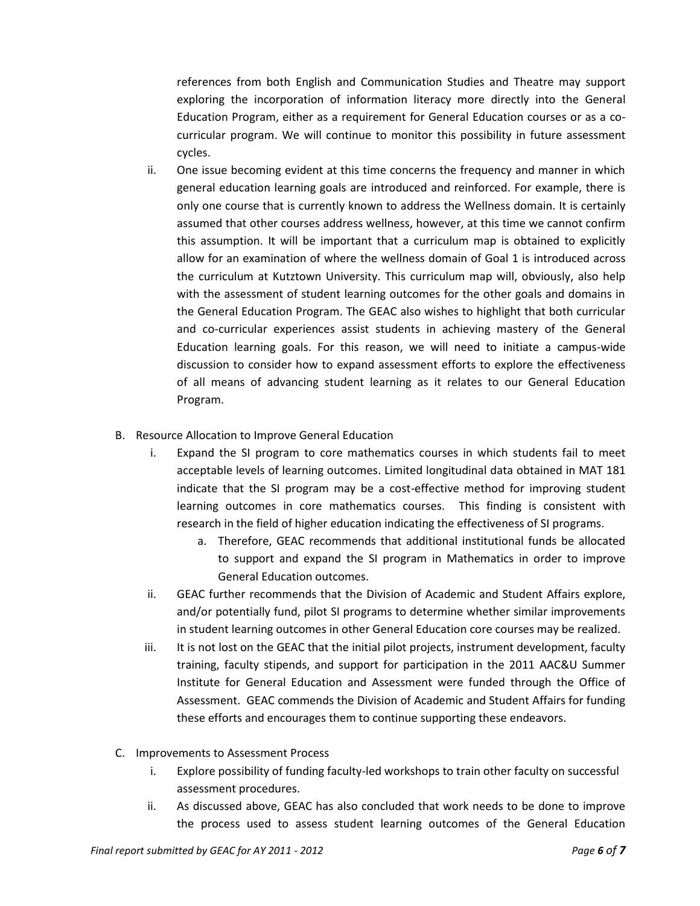references from both English and Communication Studies and Theatre may support exploring the incorporation of information literacy more directly into the General Education Program, either as a requirement for General Education courses or as a co-curricular program. We will continue to monitor this possibility in future assessment cycles.

ii. One issue becoming evident at this time concerns the frequency and manner in which general education learning goals are introduced and reinforced. For example, there is only one course that is currently known to address the Wellness domain. It is certainly assumed that other courses address wellness, however, at this time we cannot confirm this assumption. It will be important that a curriculum map is obtained to explicitly allow for an examination of where the wellness domain of Goal 1 is introduced across the curriculum at Kutztown University. This curriculum map will, obviously, also help with the assessment of student learning outcomes for the other goals and domains in the General Education Program. The GEAC also wishes to highlight that both curricular and co-curricular experiences assist students in achieving mastery of the General Education learning goals. For this reason, we will need to initiate a campus-wide discussion to consider how to expand assessment efforts to explore the effectiveness of all means of advancing student learning as it relates to our General Education Program.

B. Resource Allocation to Improve General Education

i. Expand the SI program to core mathematics courses in which students fail to meet acceptable levels of learning outcomes. Limited longitudinal data obtained in MAT 181 indicate that the SI program may be a cost-effective method for improving student learning outcomes in core mathematics courses. This finding is consistent with research in the field of higher education indicating the effectiveness of SI programs.

   a. Therefore, GEAC recommends that additional institutional funds be allocated to support and expand the SI program in Mathematics in order to improve General Education outcomes.

ii. GEAC further recommends that the Division of Academic and Student Affairs explore, and/or potentially fund, pilot SI programs to determine whether similar improvements in student learning outcomes in other General Education core courses may be realized.

iii. It is not lost on the GEAC that the initial pilot projects, instrument development, faculty training, faculty stipends, and support for participation in the 2011 AAC&U Summer Institute for General Education and Assessment were funded through the Office of Assessment. GEAC commends the Division of Academic and Student Affairs for funding these efforts and encourages them to continue supporting these endeavors.

C. Improvements to Assessment Process

i. Explore possibility of funding faculty-led workshops to train other faculty on successful assessment procedures.

ii. As discussed above, GEAC has also concluded that work needs to be done to improve the process used to assess student learning outcomes of the General Education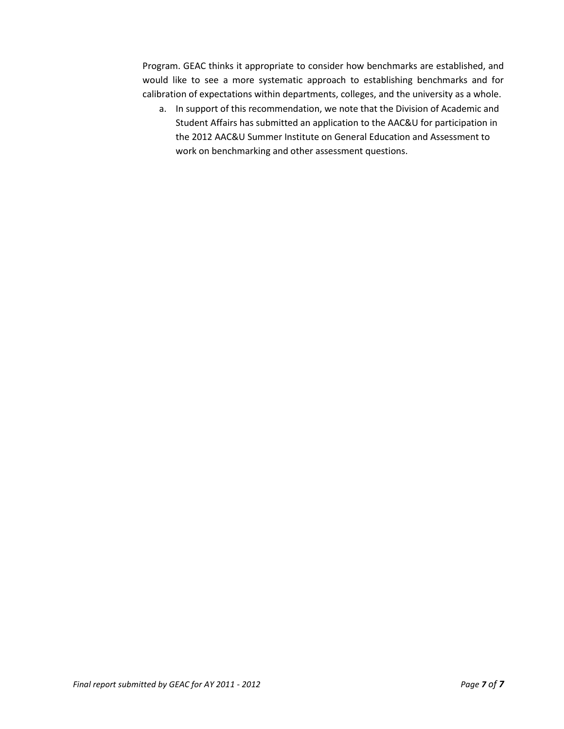Program. GEAC thinks it appropriate to consider how benchmarks are established, and would like to see a more systematic approach to establishing benchmarks and for calibration of expectations within departments, colleges, and the university as a whole.

a. In support of this recommendation, we note that the Division of Academic and Student Affairs has submitted an application to the AAC&U for participation in the 2012 AAC&U Summer Institute on General Education and Assessment to work on benchmarking and other assessment questions.